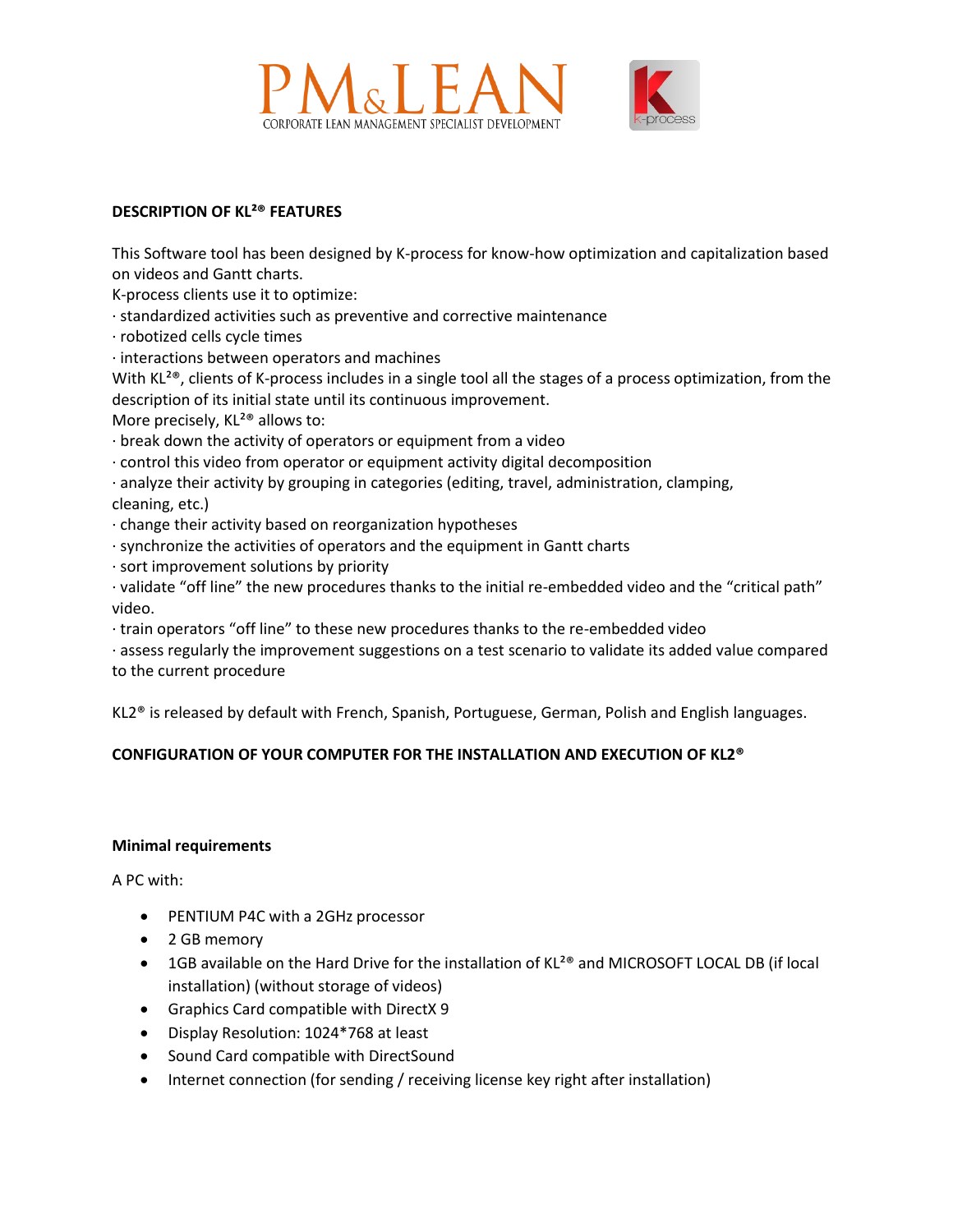PM&LEAN

CORPORATE LEAN MANAGEMENT SPECIALIST DEVELOPMENT

K-process

**DESCRIPTION OF KL²® FEATURES**

This Software tool has been designed by K-process for know-how optimization and capitalization based on videos and Gantt charts.
K-process clients use it to optimize:
· standardized activities such as preventive and corrective maintenance
· robotized cells cycle times
· interactions between operators and machines
With KL²®, clients of K-process includes in a single tool all the stages of a process optimization, from the description of its initial state until its continuous improvement.
More precisely, KL²® allows to:
· break down the activity of operators or equipment from a video
· control this video from operator or equipment activity digital decomposition
· analyze their activity by grouping in categories (editing, travel, administration, clamping, cleaning, etc.)
· change their activity based on reorganization hypotheses
· synchronize the activities of operators and the equipment in Gantt charts
· sort improvement solutions by priority
· validate "off line" the new procedures thanks to the initial re-embedded video and the "critical path" video.
· train operators "off line" to these new procedures thanks to the re-embedded video
· assess regularly the improvement suggestions on a test scenario to validate its added value compared to the current procedure

KL2® is released by default with French, Spanish, Portuguese, German, Polish and English languages.

**CONFIGURATION OF YOUR COMPUTER FOR THE INSTALLATION AND EXECUTION OF KL2®**

**Minimal requirements**

A PC with:

- PENTIUM P4C with a 2GHz processor
- 2 GB memory
- 1GB available on the Hard Drive for the installation of KL²® and MICROSOFT LOCAL DB (if local installation) (without storage of videos)
- Graphics Card compatible with DirectX 9
- Display Resolution: 1024*768 at least
- Sound Card compatible with DirectSound
- Internet connection (for sending / receiving license key right after installation)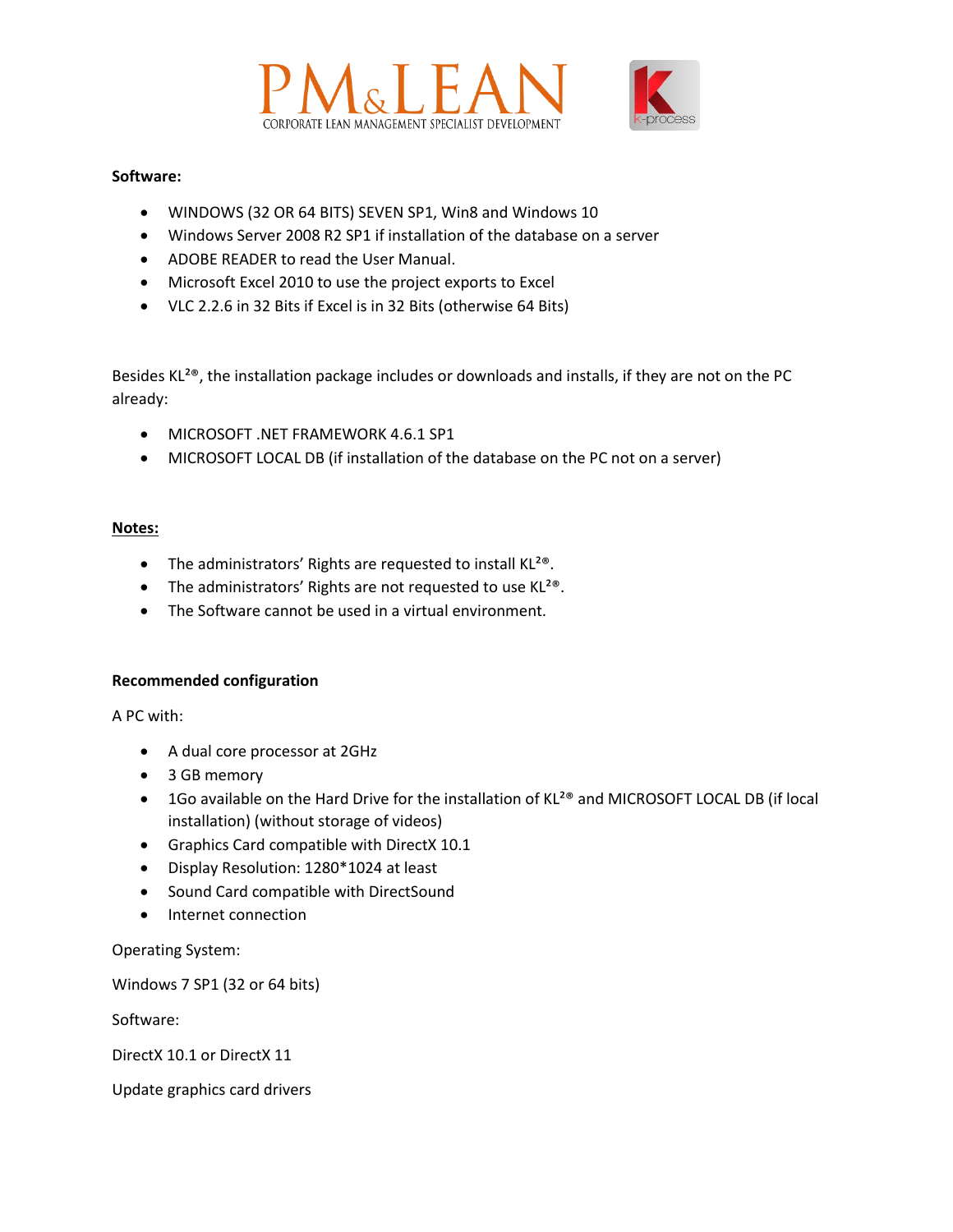**Software:**

- WINDOWS (32 OR 64 BITS) SEVEN SP1, Win8 and Windows 10
- Windows Server 2008 R2 SP1 if installation of the database on a server
- ADOBE READER to read the User Manual.
- Microsoft Excel 2010 to use the project exports to Excel
- VLC 2.2.6 in 32 Bits if Excel is in 32 Bits (otherwise 64 Bits)

Besides KL²®, the installation package includes or downloads and installs, if they are not on the PC already:

- MICROSOFT .NET FRAMEWORK 4.6.1 SP1
- MICROSOFT LOCAL DB (if installation of the database on the PC not on a server)

**Notes:**

- The administrators' Rights are requested to install KL²®.
- The administrators' Rights are not requested to use KL²®.
- The Software cannot be used in a virtual environment.

**Recommended configuration**

A PC with:

- A dual core processor at 2GHz
- 3 GB memory
- 1Go available on the Hard Drive for the installation of KL²® and MICROSOFT LOCAL DB (if local installation) (without storage of videos)
- Graphics Card compatible with DirectX 10.1
- Display Resolution: 1280*1024 at least
- Sound Card compatible with DirectSound
- Internet connection

Operating System:

Windows 7 SP1 (32 or 64 bits)

Software:

DirectX 10.1 or DirectX 11

Update graphics card drivers